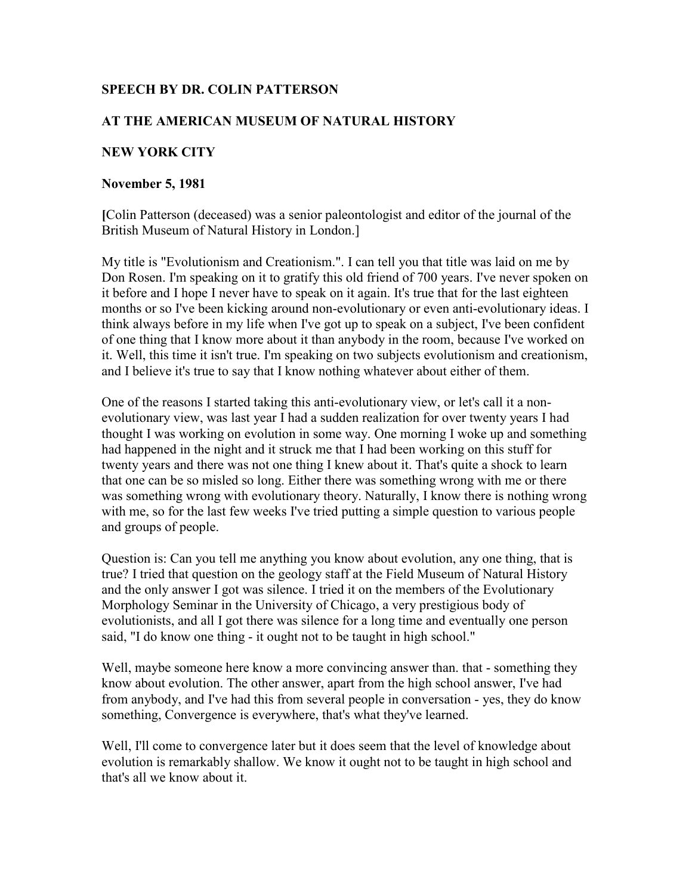**SPEECH BY DR. COLIN PATTERSON**

**AT THE AMERICAN MUSEUM OF NATURAL HISTORY**

**NEW YORK CITY**

**November 5, 1981**

**[**Colin Patterson (deceased) was a senior paleontologist and editor of the journal of the British Museum of Natural History in London.]

My title is "Evolutionism and Creationism.". I can tell you that title was laid on me by Don Rosen. I'm speaking on it to gratify this old friend of 700 years. I've never spoken on it before and I hope I never have to speak on it again. It's true that for the last eighteen months or so I've been kicking around non-evolutionary or even anti-evolutionary ideas. I think always before in my life when I've got up to speak on a subject, I've been confident of one thing that I know more about it than anybody in the room, because I've worked on it. Well, this time it isn't true. I'm speaking on two subjects evolutionism and creationism, and I believe it's true to say that I know nothing whatever about either of them.

One of the reasons I started taking this anti-evolutionary view, or let's call it a non-evolutionary view, was last year I had a sudden realization for over twenty years I had thought I was working on evolution in some way. One morning I woke up and something had happened in the night and it struck me that I had been working on this stuff for twenty years and there was not one thing I knew about it. That's quite a shock to learn that one can be so misled so long. Either there was something wrong with me or there was something wrong with evolutionary theory. Naturally, I know there is nothing wrong with me, so for the last few weeks I've tried putting a simple question to various people and groups of people.

Question is: Can you tell me anything you know about evolution, any one thing, that is true? I tried that question on the geology staff at the Field Museum of Natural History and the only answer I got was silence. I tried it on the members of the Evolutionary Morphology Seminar in the University of Chicago, a very prestigious body of evolutionists, and all I got there was silence for a long time and eventually one person said, "I do know one thing - it ought not to be taught in high school."

Well, maybe someone here know a more convincing answer than. that - something they know about evolution. The other answer, apart from the high school answer, I've had from anybody, and I've had this from several people in conversation - yes, they do know something, Convergence is everywhere, that's what they've learned.

Well, I'll come to convergence later but it does seem that the level of knowledge about evolution is remarkably shallow. We know it ought not to be taught in high school and that's all we know about it.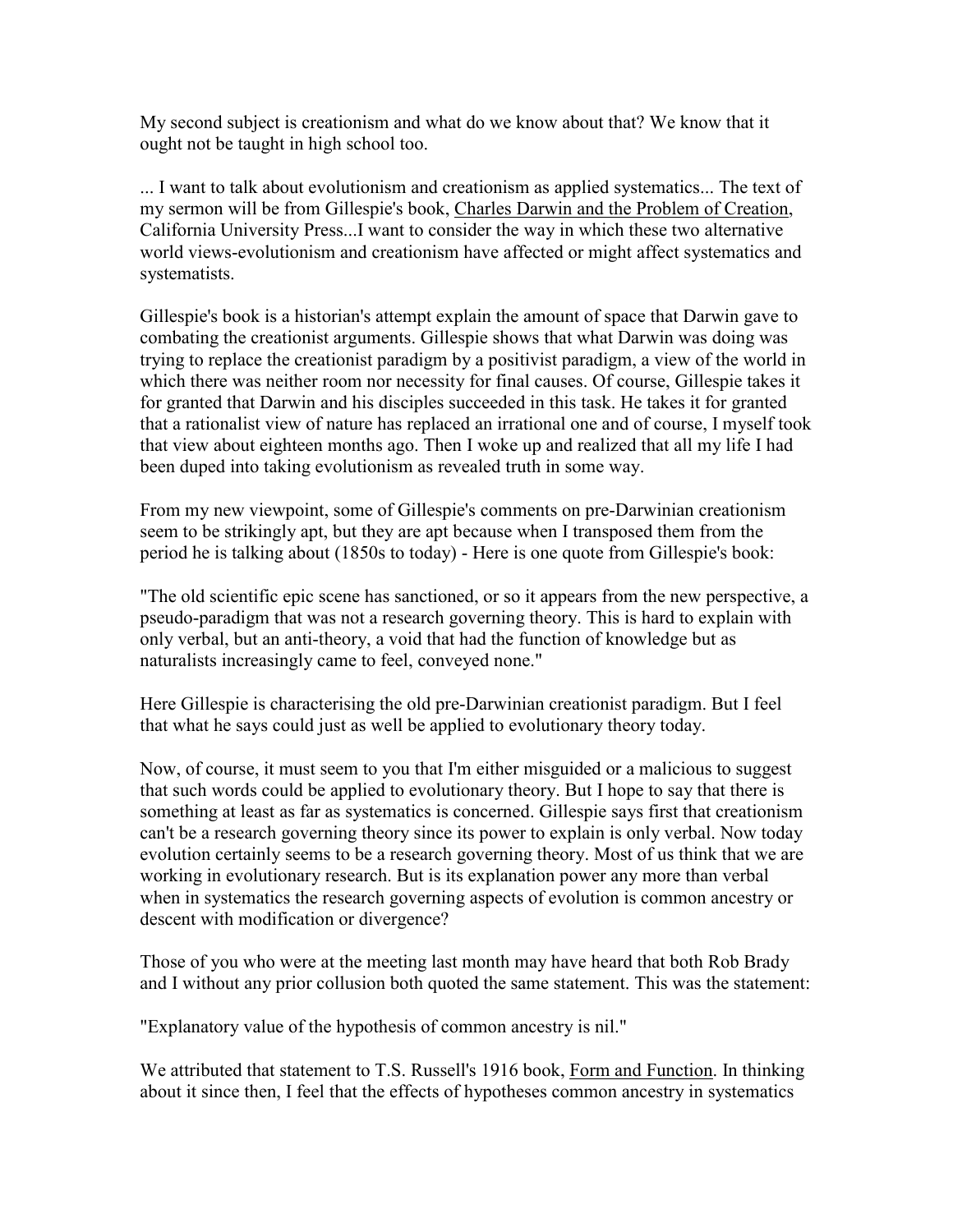My second subject is creationism and what do we know about that? We know that it ought not be taught in high school too.

... I want to talk about evolutionism and creationism as applied systematics... The text of my sermon will be from Gillespie's book, Charles Darwin and the Problem of Creation, California University Press...I want to consider the way in which these two alternative world views-evolutionism and creationism have affected or might affect systematics and systematists.

Gillespie's book is a historian's attempt explain the amount of space that Darwin gave to combating the creationist arguments. Gillespie shows that what Darwin was doing was trying to replace the creationist paradigm by a positivist paradigm, a view of the world in which there was neither room nor necessity for final causes. Of course, Gillespie takes it for granted that Darwin and his disciples succeeded in this task. He takes it for granted that a rationalist view of nature has replaced an irrational one and of course, I myself took that view about eighteen months ago. Then I woke up and realized that all my life I had been duped into taking evolutionism as revealed truth in some way.

From my new viewpoint, some of Gillespie's comments on pre-Darwinian creationism seem to be strikingly apt, but they are apt because when I transposed them from the period he is talking about (1850s to today) - Here is one quote from Gillespie's book:

"The old scientific epic scene has sanctioned, or so it appears from the new perspective, a pseudo-paradigm that was not a research governing theory. This is hard to explain with only verbal, but an anti-theory, a void that had the function of knowledge but as naturalists increasingly came to feel, conveyed none."

Here Gillespie is characterising the old pre-Darwinian creationist paradigm. But I feel that what he says could just as well be applied to evolutionary theory today.

Now, of course, it must seem to you that I'm either misguided or a malicious to suggest that such words could be applied to evolutionary theory. But I hope to say that there is something at least as far as systematics is concerned. Gillespie says first that creationism can't be a research governing theory since its power to explain is only verbal. Now today evolution certainly seems to be a research governing theory. Most of us think that we are working in evolutionary research. But is its explanation power any more than verbal when in systematics the research governing aspects of evolution is common ancestry or descent with modification or divergence?

Those of you who were at the meeting last month may have heard that both Rob Brady and I without any prior collusion both quoted the same statement. This was the statement:

"Explanatory value of the hypothesis of common ancestry is nil."

We attributed that statement to T.S. Russell's 1916 book, Form and Function. In thinking about it since then, I feel that the effects of hypotheses common ancestry in systematics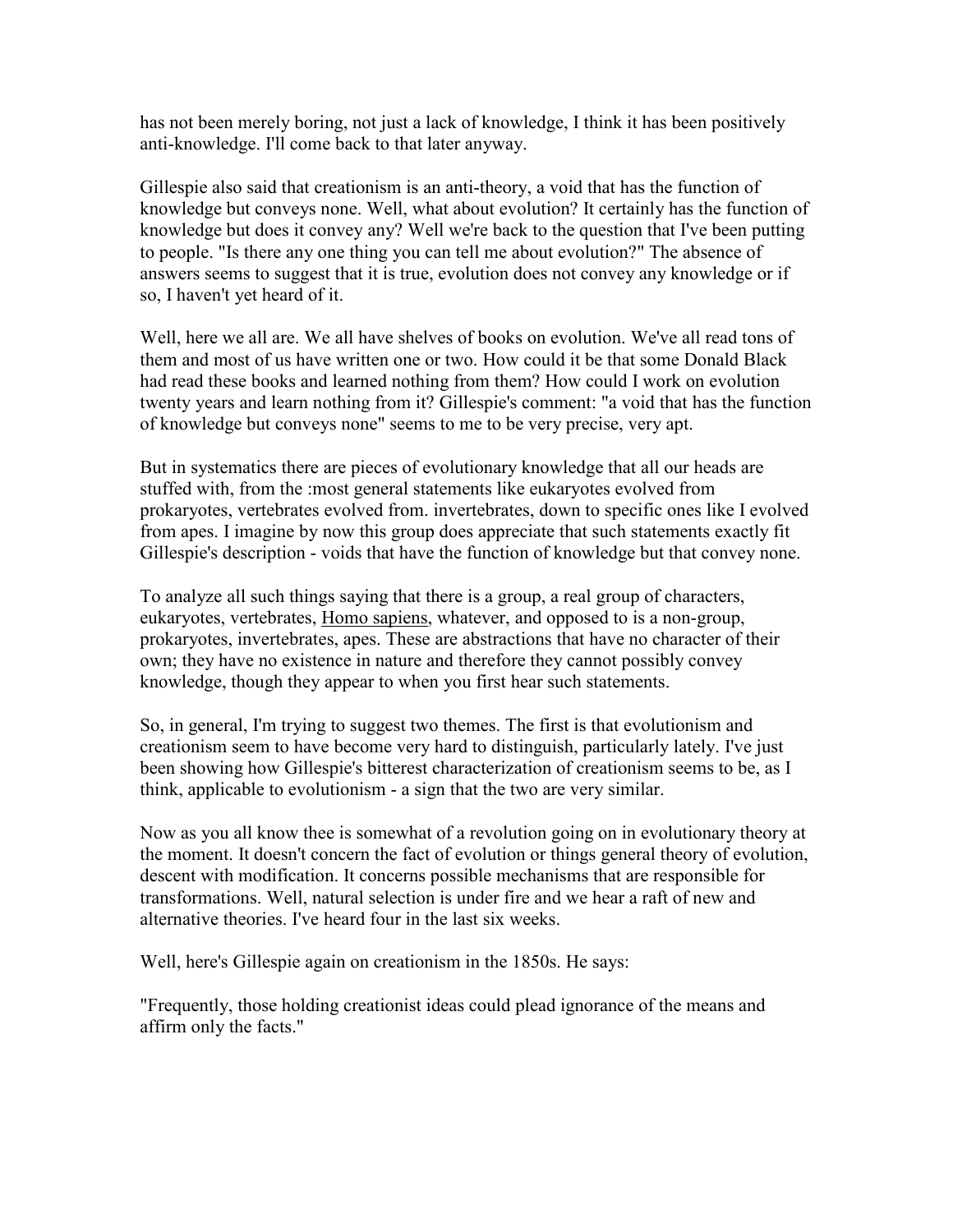has not been merely boring, not just a lack of knowledge, I think it has been positively anti-knowledge. I'll come back to that later anyway.

Gillespie also said that creationism is an anti-theory, a void that has the function of knowledge but conveys none. Well, what about evolution? It certainly has the function of knowledge but does it convey any? Well we're back to the question that I've been putting to people. "Is there any one thing you can tell me about evolution?" The absence of answers seems to suggest that it is true, evolution does not convey any knowledge or if so, I haven't yet heard of it.

Well, here we all are. We all have shelves of books on evolution. We've all read tons of them and most of us have written one or two. How could it be that some Donald Black had read these books and learned nothing from them? How could I work on evolution twenty years and learn nothing from it? Gillespie's comment: "a void that has the function of knowledge but conveys none" seems to me to be very precise, very apt.

But in systematics there are pieces of evolutionary knowledge that all our heads are stuffed with, from the :most general statements like eukaryotes evolved from prokaryotes, vertebrates evolved from. invertebrates, down to specific ones like I evolved from apes. I imagine by now this group does appreciate that such statements exactly fit Gillespie's description - voids that have the function of knowledge but that convey none.

To analyze all such things saying that there is a group, a real group of characters, eukaryotes, vertebrates, Homo sapiens, whatever, and opposed to is a non-group, prokaryotes, invertebrates, apes. These are abstractions that have no character of their own; they have no existence in nature and therefore they cannot possibly convey knowledge, though they appear to when you first hear such statements.

So, in general, I'm trying to suggest two themes. The first is that evolutionism and creationism seem to have become very hard to distinguish, particularly lately. I've just been showing how Gillespie's bitterest characterization of creationism seems to be, as I think, applicable to evolutionism - a sign that the two are very similar.

Now as you all know thee is somewhat of a revolution going on in evolutionary theory at the moment. It doesn't concern the fact of evolution or things general theory of evolution, descent with modification. It concerns possible mechanisms that are responsible for transformations. Well, natural selection is under fire and we hear a raft of new and alternative theories. I've heard four in the last six weeks.

Well, here's Gillespie again on creationism in the 1850s. He says:

"Frequently, those holding creationist ideas could plead ignorance of the means and affirm only the facts."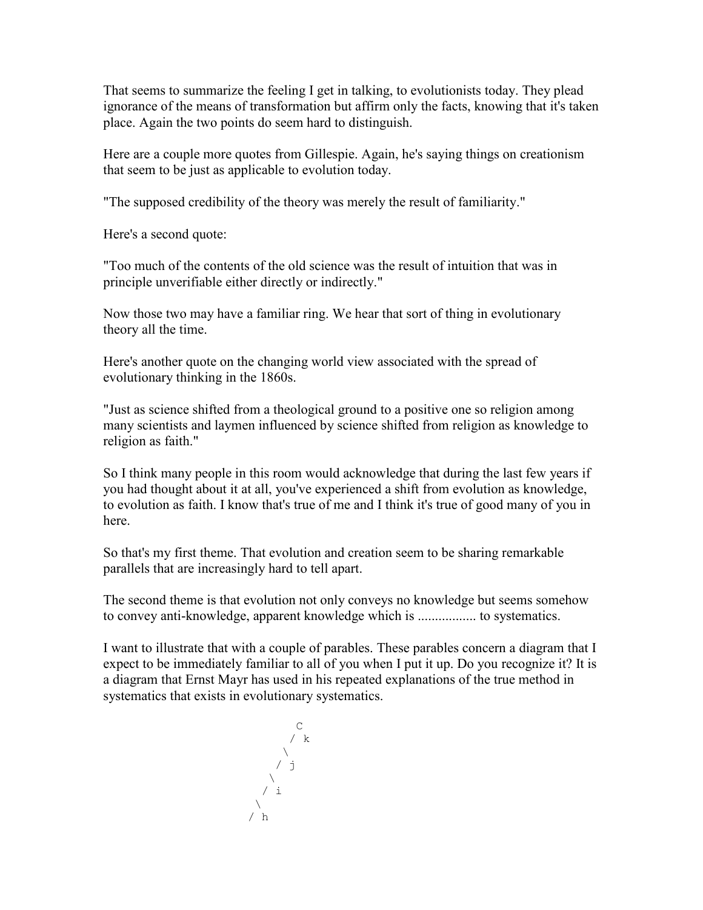That seems to summarize the feeling I get in talking, to evolutionists today. They plead ignorance of the means of transformation but affirm only the facts, knowing that it's taken place. Again the two points do seem hard to distinguish.

Here are a couple more quotes from Gillespie. Again, he's saying things on creationism that seem to be just as applicable to evolution today.

"The supposed credibility of the theory was merely the result of familiarity."

Here's a second quote:

"Too much of the contents of the old science was the result of intuition that was in principle unverifiable either directly or indirectly."

Now those two may have a familiar ring. We hear that sort of thing in evolutionary theory all the time.

Here's another quote on the changing world view associated with the spread of evolutionary thinking in the 1860s.

"Just as science shifted from a theological ground to a positive one so religion among many scientists and laymen influenced by science shifted from religion as knowledge to religion as faith."

So I think many people in this room would acknowledge that during the last few years if you had thought about it at all, you've experienced a shift from evolution as knowledge, to evolution as faith. I know that's true of me and I think it's true of good many of you in here.

So that's my first theme. That evolution and creation seem to be sharing remarkable parallels that are increasingly hard to tell apart.

The second theme is that evolution not only conveys no knowledge but seems somehow to convey anti-knowledge, apparent knowledge which is ................. to systematics.

I want to illustrate that with a couple of parables. These parables concern a diagram that I expect to be immediately familiar to all of you when I put it up. Do you recognize it? It is a diagram that Ernst Mayr has used in his repeated explanations of the true method in systematics that exists in evolutionary systematics.

```
         C
        / k
       \
      / j
     \
    / i
   \
  / h
```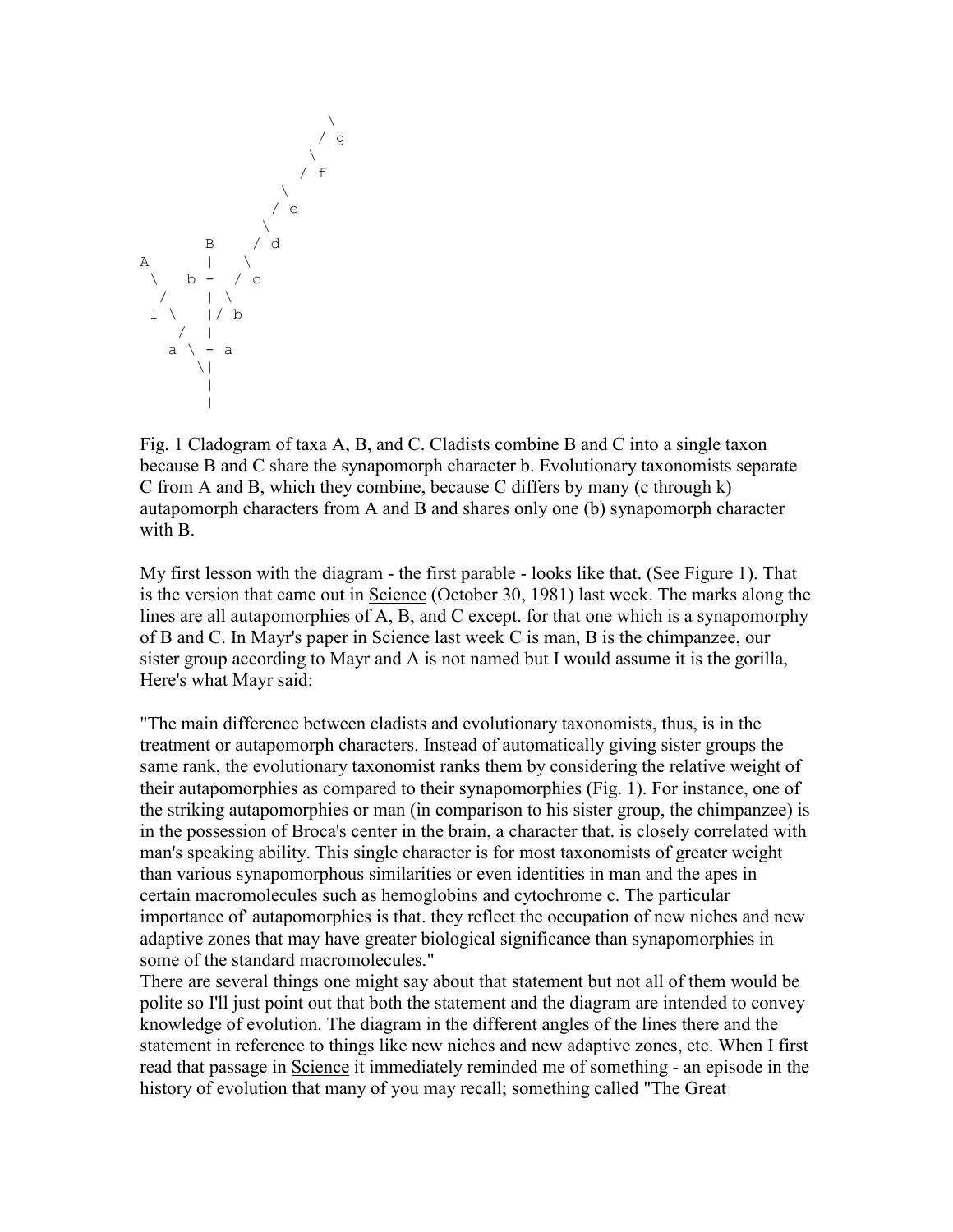```
                    \
                     / g
                    \
                   / f
                  \
                 / e
                \
        B      / d
A       |     \
 \   b -   / c
   /     | \
 1 \     |/ b
     /   |
   a \ - a
       \|
        |
        |
```

Fig. 1 Cladogram of taxa A, B, and C. Cladists combine B and C into a single taxon because B and C share the synapomorph character b. Evolutionary taxonomists separate C from A and B, which they combine, because C differs by many (c through k) autapomorph characters from A and B and shares only one (b) synapomorph character with B.

My first lesson with the diagram - the first parable - looks like that. (See Figure 1). That is the version that came out in Science (October 30, 1981) last week. The marks along the lines are all autapomorphies of A, B, and C except. for that one which is a synapomorphy of B and C. In Mayr's paper in Science last week C is man, B is the chimpanzee, our sister group according to Mayr and A is not named but I would assume it is the gorilla, Here's what Mayr said:

"The main difference between cladists and evolutionary taxonomists, thus, is in the treatment or autapomorph characters. Instead of automatically giving sister groups the same rank, the evolutionary taxonomist ranks them by considering the relative weight of their autapomorphies as compared to their synapomorphies (Fig. 1). For instance, one of the striking autapomorphies or man (in comparison to his sister group, the chimpanzee) is in the possession of Broca's center in the brain, a character that. is closely correlated with man's speaking ability. This single character is for most taxonomists of greater weight than various synapomorphous similarities or even identities in man and the apes in certain macromolecules such as hemoglobins and cytochrome c. The particular importance of' autapomorphies is that. they reflect the occupation of new niches and new adaptive zones that may have greater biological significance than synapomorphies in some of the standard macromolecules."

There are several things one might say about that statement but not all of them would be polite so I'll just point out that both the statement and the diagram are intended to convey knowledge of evolution. The diagram in the different angles of the lines there and the statement in reference to things like new niches and new adaptive zones, etc. When I first read that passage in Science it immediately reminded me of something - an episode in the history of evolution that many of you may recall; something called "The Great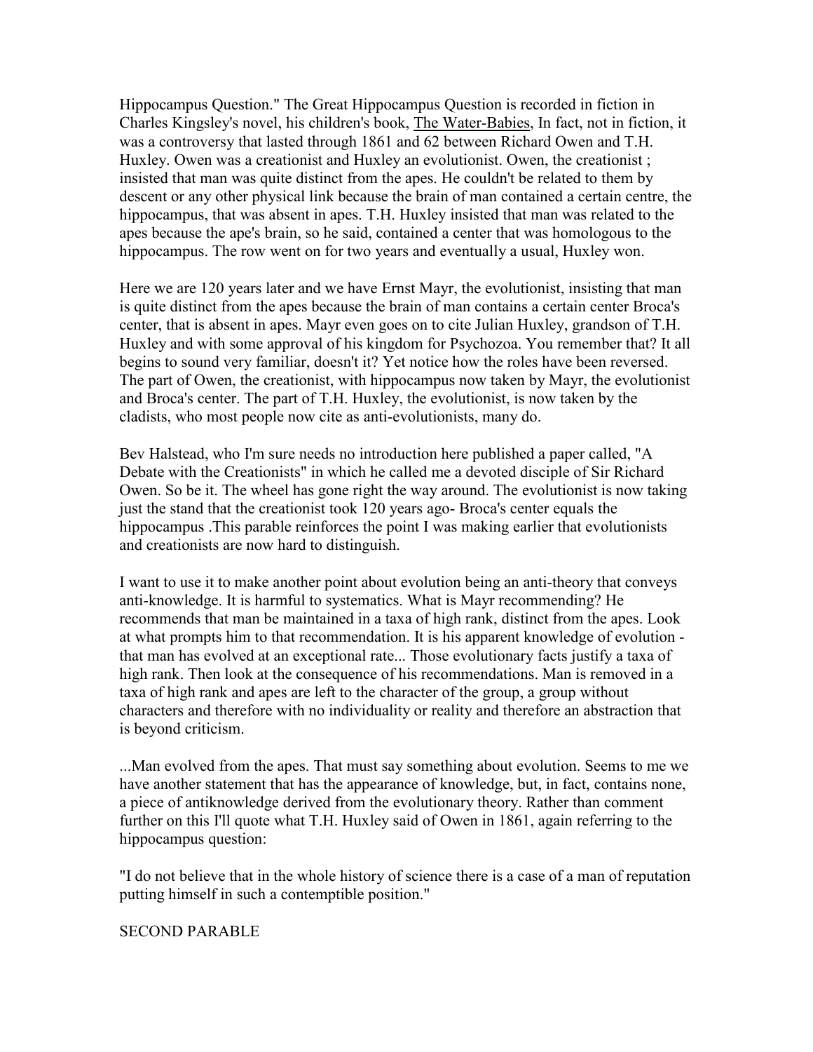Hippocampus Question." The Great Hippocampus Question is recorded in fiction in Charles Kingsley's novel, his children's book, The Water-Babies, In fact, not in fiction, it was a controversy that lasted through 1861 and 62 between Richard Owen and T.H. Huxley. Owen was a creationist and Huxley an evolutionist. Owen, the creationist ; insisted that man was quite distinct from the apes. He couldn't be related to them by descent or any other physical link because the brain of man contained a certain centre, the hippocampus, that was absent in apes. T.H. Huxley insisted that man was related to the apes because the ape's brain, so he said, contained a center that was homologous to the hippocampus. The row went on for two years and eventually a usual, Huxley won.

Here we are 120 years later and we have Ernst Mayr, the evolutionist, insisting that man is quite distinct from the apes because the brain of man contains a certain center Broca's center, that is absent in apes. Mayr even goes on to cite Julian Huxley, grandson of T.H. Huxley and with some approval of his kingdom for Psychozoa. You remember that? It all begins to sound very familiar, doesn't it? Yet notice how the roles have been reversed. The part of Owen, the creationist, with hippocampus now taken by Mayr, the evolutionist and Broca's center. The part of T.H. Huxley, the evolutionist, is now taken by the cladists, who most people now cite as anti-evolutionists, many do.

Bev Halstead, who I'm sure needs no introduction here published a paper called, "A Debate with the Creationists" in which he called me a devoted disciple of Sir Richard Owen. So be it. The wheel has gone right the way around. The evolutionist is now taking just the stand that the creationist took 120 years ago- Broca's center equals the hippocampus .This parable reinforces the point I was making earlier that evolutionists and creationists are now hard to distinguish.

I want to use it to make another point about evolution being an anti-theory that conveys anti-knowledge. It is harmful to systematics. What is Mayr recommending? He recommends that man be maintained in a taxa of high rank, distinct from the apes. Look at what prompts him to that recommendation. It is his apparent knowledge of evolution - that man has evolved at an exceptional rate... Those evolutionary facts justify a taxa of high rank. Then look at the consequence of his recommendations. Man is removed in a taxa of high rank and apes are left to the character of the group, a group without characters and therefore with no individuality or reality and therefore an abstraction that is beyond criticism.

...Man evolved from the apes. That must say something about evolution. Seems to me we have another statement that has the appearance of knowledge, but, in fact, contains none, a piece of antiknowledge derived from the evolutionary theory. Rather than comment further on this I'll quote what T.H. Huxley said of Owen in 1861, again referring to the hippocampus question:

"I do not believe that in the whole history of science there is a case of a man of reputation putting himself in such a contemptible position."

## SECOND PARABLE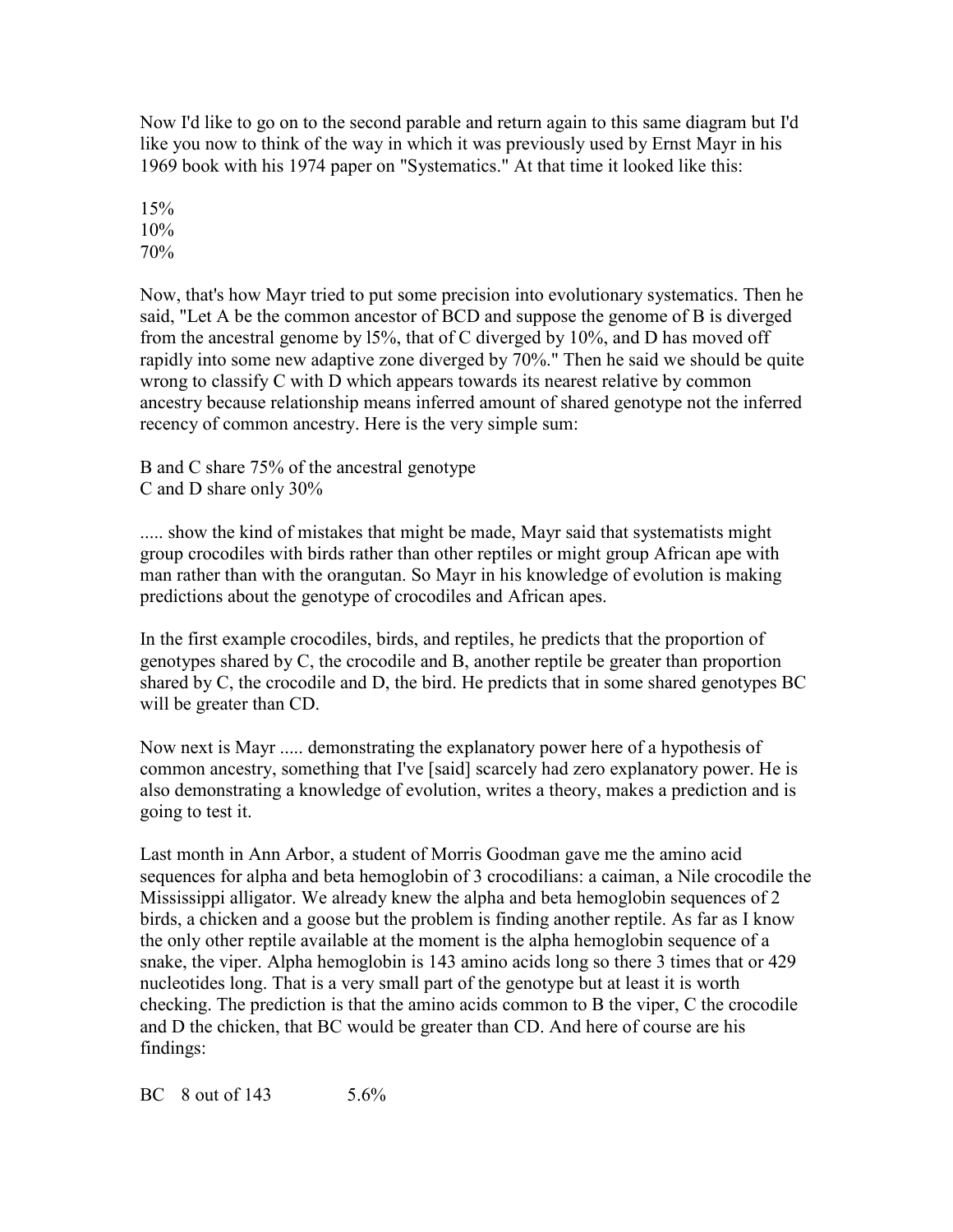Now I'd like to go on to the second parable and return again to this same diagram but I'd like you now to think of the way in which it was previously used by Ernst Mayr in his 1969 book with his 1974 paper on "Systematics." At that time it looked like this:

15%
10%
70%

Now, that's how Mayr tried to put some precision into evolutionary systematics. Then he said, "Let A be the common ancestor of BCD and suppose the genome of B is diverged from the ancestral genome by l5%, that of C diverged by 10%, and D has moved off rapidly into some new adaptive zone diverged by 70%." Then he said we should be quite wrong to classify C with D which appears towards its nearest relative by common ancestry because relationship means inferred amount of shared genotype not the inferred recency of common ancestry. Here is the very simple sum:

B and C share 75% of the ancestral genotype
C and D share only 30%

..... show the kind of mistakes that might be made, Mayr said that systematists might group crocodiles with birds rather than other reptiles or might group African ape with man rather than with the orangutan. So Mayr in his knowledge of evolution is making predictions about the genotype of crocodiles and African apes.

In the first example crocodiles, birds, and reptiles, he predicts that the proportion of genotypes shared by C, the crocodile and B, another reptile be greater than proportion shared by C, the crocodile and D, the bird. He predicts that in some shared genotypes BC will be greater than CD.

Now next is Mayr ..... demonstrating the explanatory power here of a hypothesis of common ancestry, something that I've [said] scarcely had zero explanatory power. He is also demonstrating a knowledge of evolution, writes a theory, makes a prediction and is going to test it.

Last month in Ann Arbor, a student of Morris Goodman gave me the amino acid sequences for alpha and beta hemoglobin of 3 crocodilians: a caiman, a Nile crocodile the Mississippi alligator. We already knew the alpha and beta hemoglobin sequences of 2 birds, a chicken and a goose but the problem is finding another reptile. As far as I know the only other reptile available at the moment is the alpha hemoglobin sequence of a snake, the viper. Alpha hemoglobin is 143 amino acids long so there 3 times that or 429 nucleotides long. That is a very small part of the genotype but at least it is worth checking. The prediction is that the amino acids common to B the viper, C the crocodile and D the chicken, that BC would be greater than CD. And here of course are his findings:

BC 8 out of 143 5.6%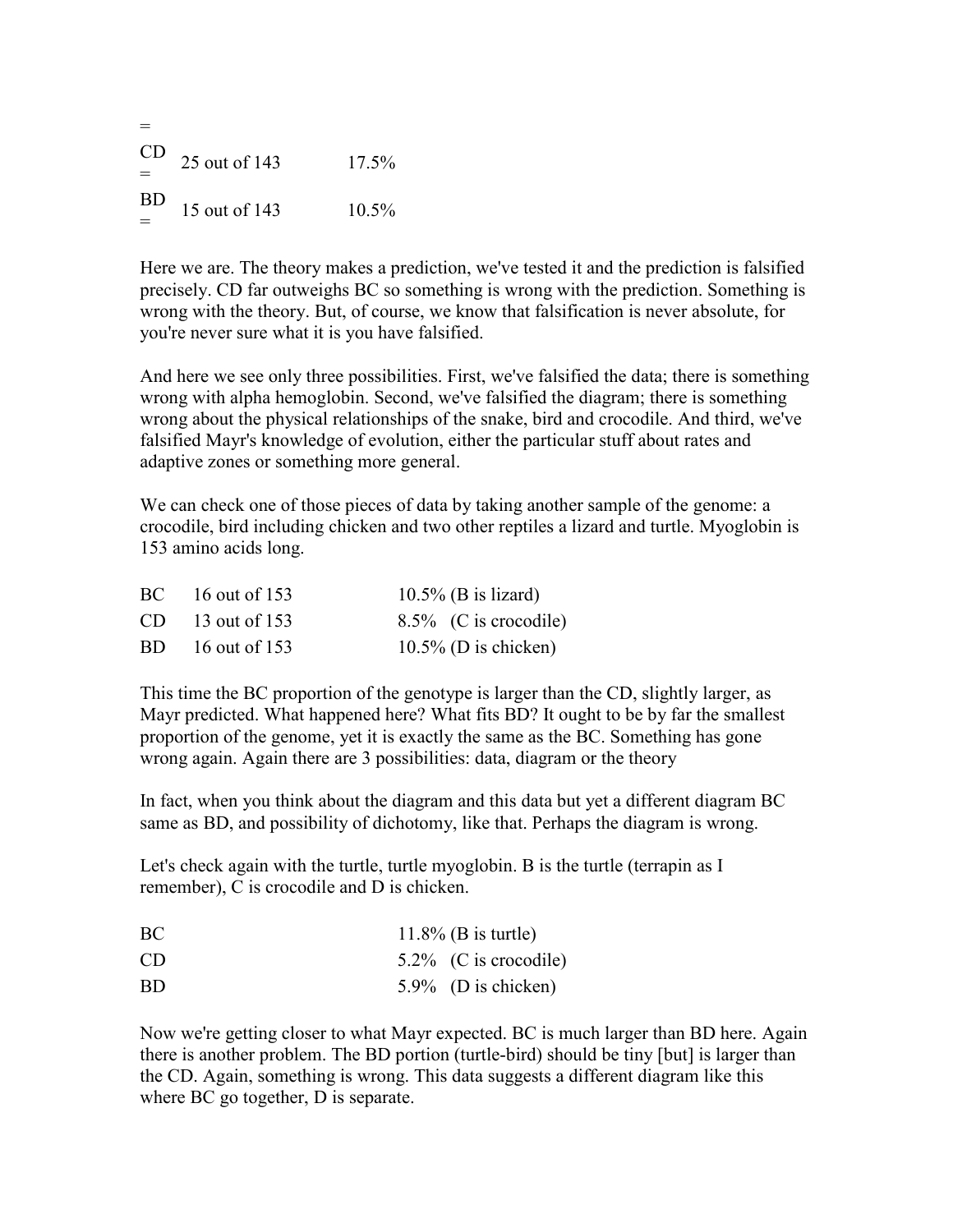=

| | | |
|---|---|---|
| CD = | 25 out of 143 | 17.5% |
| BD = | 15 out of 143 | 10.5% |

Here we are. The theory makes a prediction, we've tested it and the prediction is falsified precisely. CD far outweighs BC so something is wrong with the prediction. Something is wrong with the theory. But, of course, we know that falsification is never absolute, for you're never sure what it is you have falsified.

And here we see only three possibilities. First, we've falsified the data; there is something wrong with alpha hemoglobin. Second, we've falsified the diagram; there is something wrong about the physical relationships of the snake, bird and crocodile. And third, we've falsified Mayr's knowledge of evolution, either the particular stuff about rates and adaptive zones or something more general.

We can check one of those pieces of data by taking another sample of the genome: a crocodile, bird including chicken and two other reptiles a lizard and turtle. Myoglobin is 153 amino acids long.

| | | |
|---|---|---|
| BC | 16 out of 153 | 10.5% (B is lizard) |
| CD | 13 out of 153 | 8.5% (C is crocodile) |
| BD | 16 out of 153 | 10.5% (D is chicken) |

This time the BC proportion of the genotype is larger than the CD, slightly larger, as Mayr predicted. What happened here? What fits BD? It ought to be by far the smallest proportion of the genome, yet it is exactly the same as the BC. Something has gone wrong again. Again there are 3 possibilities: data, diagram or the theory

In fact, when you think about the diagram and this data but yet a different diagram BC same as BD, and possibility of dichotomy, like that. Perhaps the diagram is wrong.

Let's check again with the turtle, turtle myoglobin. B is the turtle (terrapin as I remember), C is crocodile and D is chicken.

| | |
|---|---|
| BC | 11.8% (B is turtle) |
| CD | 5.2% (C is crocodile) |
| BD | 5.9% (D is chicken) |

Now we're getting closer to what Mayr expected. BC is much larger than BD here. Again there is another problem. The BD portion (turtle-bird) should be tiny [but] is larger than the CD. Again, something is wrong. This data suggests a different diagram like this where BC go together, D is separate.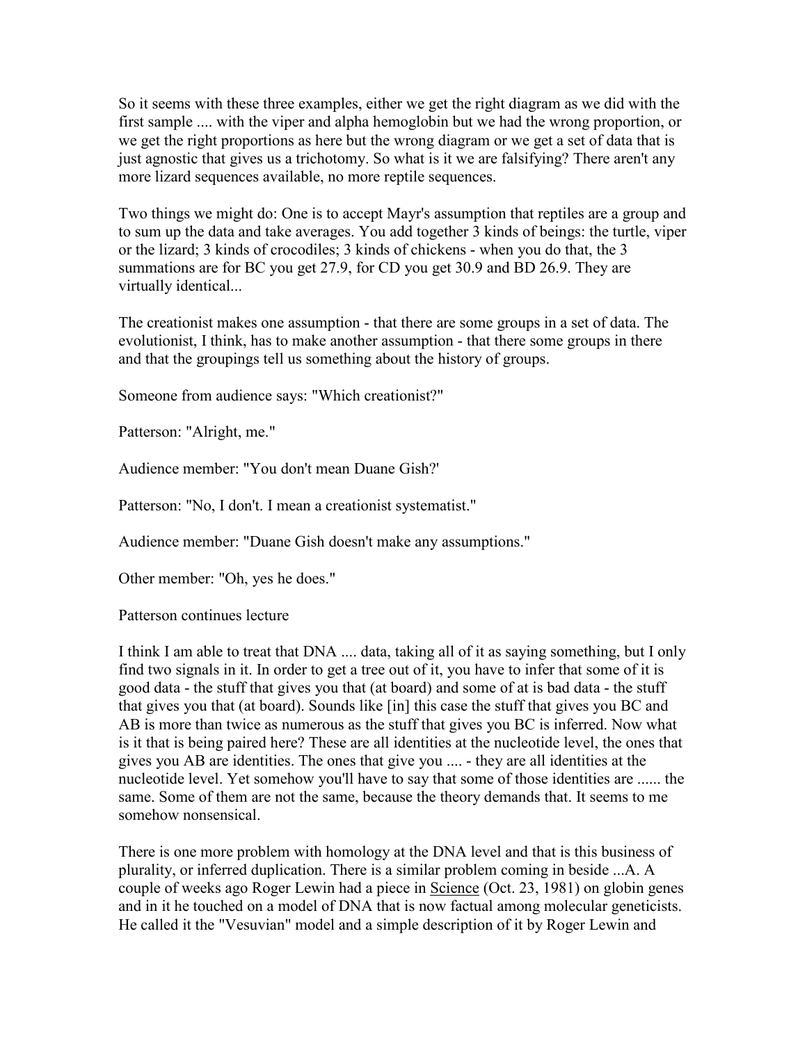So it seems with these three examples, either we get the right diagram as we did with the first sample .... with the viper and alpha hemoglobin but we had the wrong proportion, or we get the right proportions as here but the wrong diagram or we get a set of data that is just agnostic that gives us a trichotomy. So what is it we are falsifying? There aren't any more lizard sequences available, no more reptile sequences.

Two things we might do: One is to accept Mayr's assumption that reptiles are a group and to sum up the data and take averages. You add together 3 kinds of beings: the turtle, viper or the lizard; 3 kinds of crocodiles; 3 kinds of chickens - when you do that, the 3 summations are for BC you get 27.9, for CD you get 30.9 and BD 26.9. They are virtually identical...

The creationist makes one assumption - that there are some groups in a set of data. The evolutionist, I think, has to make another assumption - that there some groups in there and that the groupings tell us something about the history of groups.

Someone from audience says: "Which creationist?"

Patterson: "Alright, me."

Audience member: "You don't mean Duane Gish?'

Patterson: "No, I don't. I mean a creationist systematist."

Audience member: "Duane Gish doesn't make any assumptions."

Other member: "Oh, yes he does."

Patterson continues lecture

I think I am able to treat that DNA .... data, taking all of it as saying something, but I only find two signals in it. In order to get a tree out of it, you have to infer that some of it is good data - the stuff that gives you that (at board) and some of at is bad data - the stuff that gives you that (at board). Sounds like [in] this case the stuff that gives you BC and AB is more than twice as numerous as the stuff that gives you BC is inferred. Now what is it that is being paired here? These are all identities at the nucleotide level, the ones that gives you AB are identities. The ones that give you .... - they are all identities at the nucleotide level. Yet somehow you'll have to say that some of those identities are ...... the same. Some of them are not the same, because the theory demands that. It seems to me somehow nonsensical.

There is one more problem with homology at the DNA level and that is this business of plurality, or inferred duplication. There is a similar problem coming in beside ...A. A couple of weeks ago Roger Lewin had a piece in <u>Science</u> (Oct. 23, 1981) on globin genes and in it he touched on a model of DNA that is now factual among molecular geneticists. He called it the "Vesuvian" model and a simple description of it by Roger Lewin and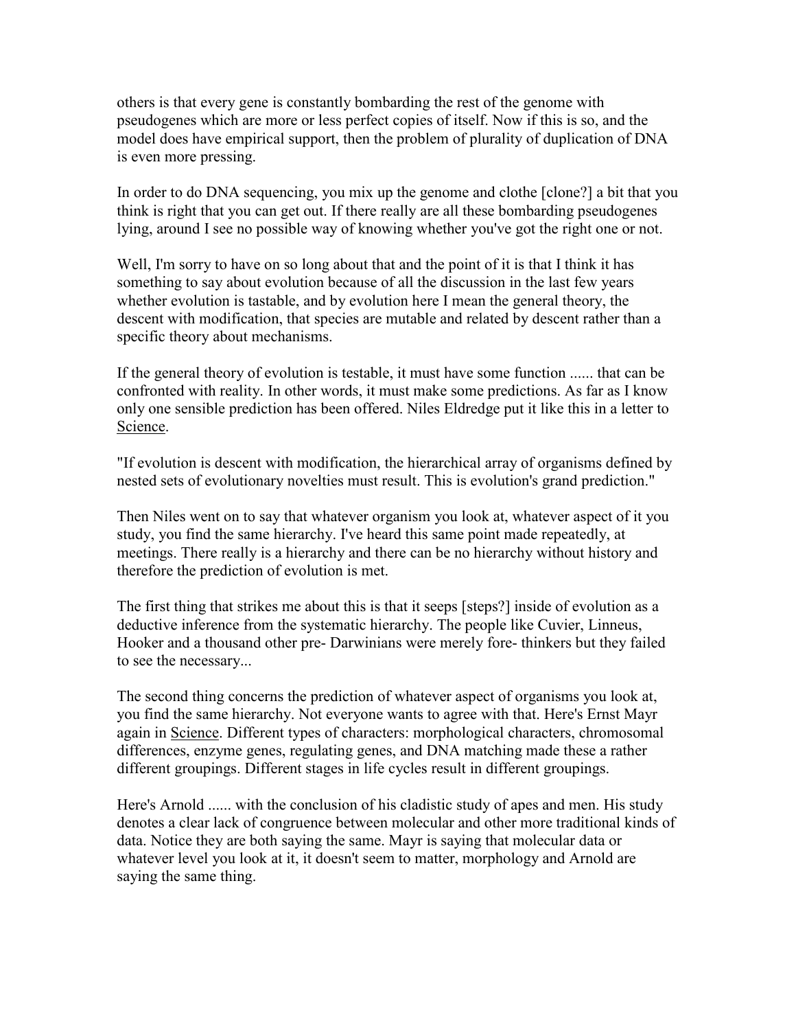others is that every gene is constantly bombarding the rest of the genome with pseudogenes which are more or less perfect copies of itself. Now if this is so, and the model does have empirical support, then the problem of plurality of duplication of DNA is even more pressing.

In order to do DNA sequencing, you mix up the genome and clothe [clone?] a bit that you think is right that you can get out. If there really are all these bombarding pseudogenes lying, around I see no possible way of knowing whether you've got the right one or not.

Well, I'm sorry to have on so long about that and the point of it is that I think it has something to say about evolution because of all the discussion in the last few years whether evolution is tastable, and by evolution here I mean the general theory, the descent with modification, that species are mutable and related by descent rather than a specific theory about mechanisms.

If the general theory of evolution is testable, it must have some function ...... that can be confronted with reality. In other words, it must make some predictions. As far as I know only one sensible prediction has been offered. Niles Eldredge put it like this in a letter to Science.

"If evolution is descent with modification, the hierarchical array of organisms defined by nested sets of evolutionary novelties must result. This is evolution's grand prediction."

Then Niles went on to say that whatever organism you look at, whatever aspect of it you study, you find the same hierarchy. I've heard this same point made repeatedly, at meetings. There really is a hierarchy and there can be no hierarchy without history and therefore the prediction of evolution is met.

The first thing that strikes me about this is that it seeps [steps?] inside of evolution as a deductive inference from the systematic hierarchy. The people like Cuvier, Linneus, Hooker and a thousand other pre- Darwinians were merely fore- thinkers but they failed to see the necessary...

The second thing concerns the prediction of whatever aspect of organisms you look at, you find the same hierarchy. Not everyone wants to agree with that. Here's Ernst Mayr again in Science. Different types of characters: morphological characters, chromosomal differences, enzyme genes, regulating genes, and DNA matching made these a rather different groupings. Different stages in life cycles result in different groupings.

Here's Arnold ...... with the conclusion of his cladistic study of apes and men. His study denotes a clear lack of congruence between molecular and other more traditional kinds of data. Notice they are both saying the same. Mayr is saying that molecular data or whatever level you look at it, it doesn't seem to matter, morphology and Arnold are saying the same thing.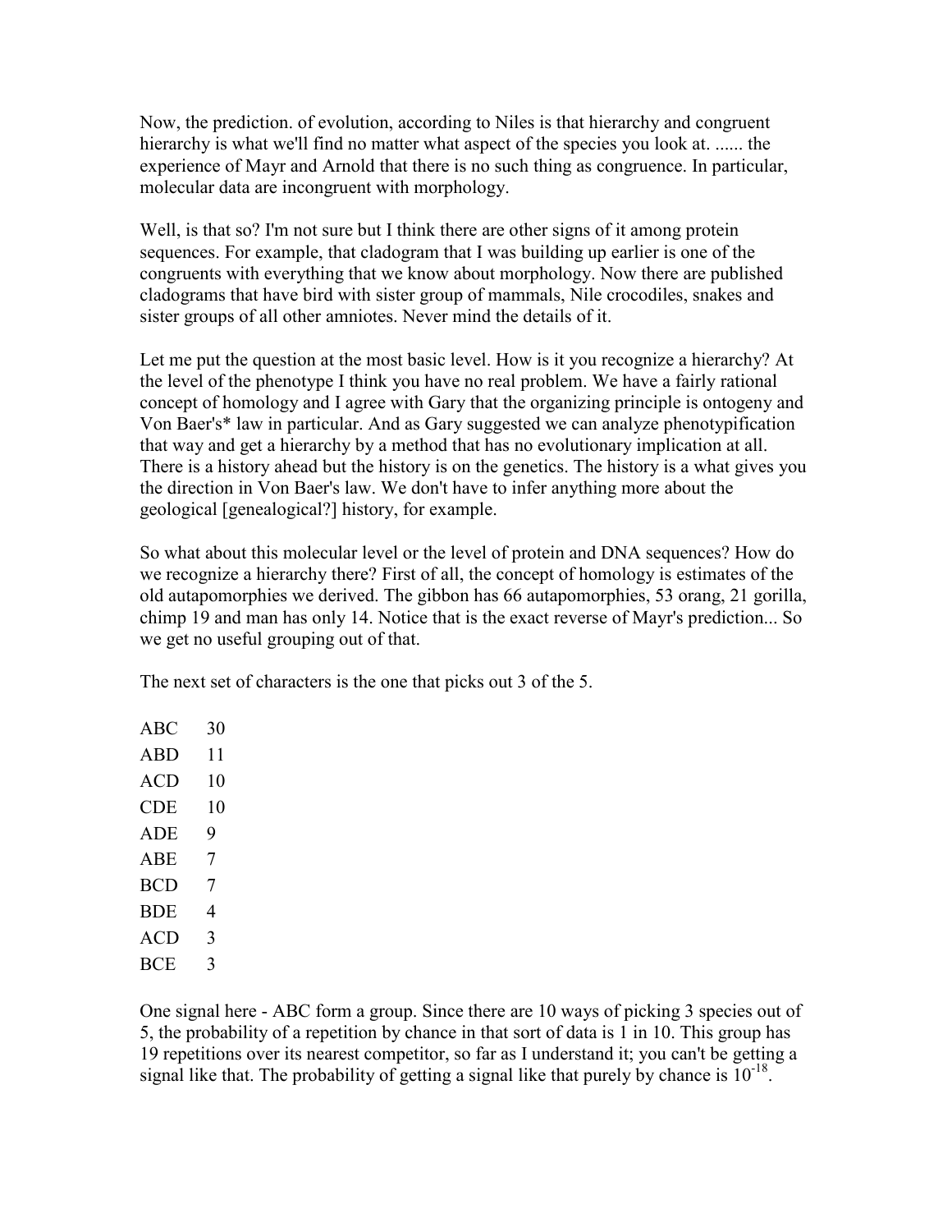Now, the prediction. of evolution, according to Niles is that hierarchy and congruent hierarchy is what we'll find no matter what aspect of the species you look at. ...... the experience of Mayr and Arnold that there is no such thing as congruence. In particular, molecular data are incongruent with morphology.

Well, is that so? I'm not sure but I think there are other signs of it among protein sequences. For example, that cladogram that I was building up earlier is one of the congruents with everything that we know about morphology. Now there are published cladograms that have bird with sister group of mammals, Nile crocodiles, snakes and sister groups of all other amniotes. Never mind the details of it.

Let me put the question at the most basic level. How is it you recognize a hierarchy? At the level of the phenotype I think you have no real problem. We have a fairly rational concept of homology and I agree with Gary that the organizing principle is ontogeny and Von Baer's* law in particular. And as Gary suggested we can analyze phenotypification that way and get a hierarchy by a method that has no evolutionary implication at all. There is a history ahead but the history is on the genetics. The history is a what gives you the direction in Von Baer's law. We don't have to infer anything more about the geological [genealogical?] history, for example.

So what about this molecular level or the level of protein and DNA sequences? How do we recognize a hierarchy there? First of all, the concept of homology is estimates of the old autapomorphies we derived. The gibbon has 66 autapomorphies, 53 orang, 21 gorilla, chimp 19 and man has only 14. Notice that is the exact reverse of Mayr's prediction... So we get no useful grouping out of that.

The next set of characters is the one that picks out 3 of the 5.

| | |
|---|---|
| ABC | 30 |
| ABD | 11 |
| ACD | 10 |
| CDE | 10 |
| ADE | 9 |
| ABE | 7 |
| BCD | 7 |
| BDE | 4 |
| ACD | 3 |
| BCE | 3 |

One signal here - ABC form a group. Since there are 10 ways of picking 3 species out of 5, the probability of a repetition by chance in that sort of data is 1 in 10. This group has 19 repetitions over its nearest competitor, so far as I understand it; you can't be getting a signal like that. The probability of getting a signal like that purely by chance is $10^{-18}$.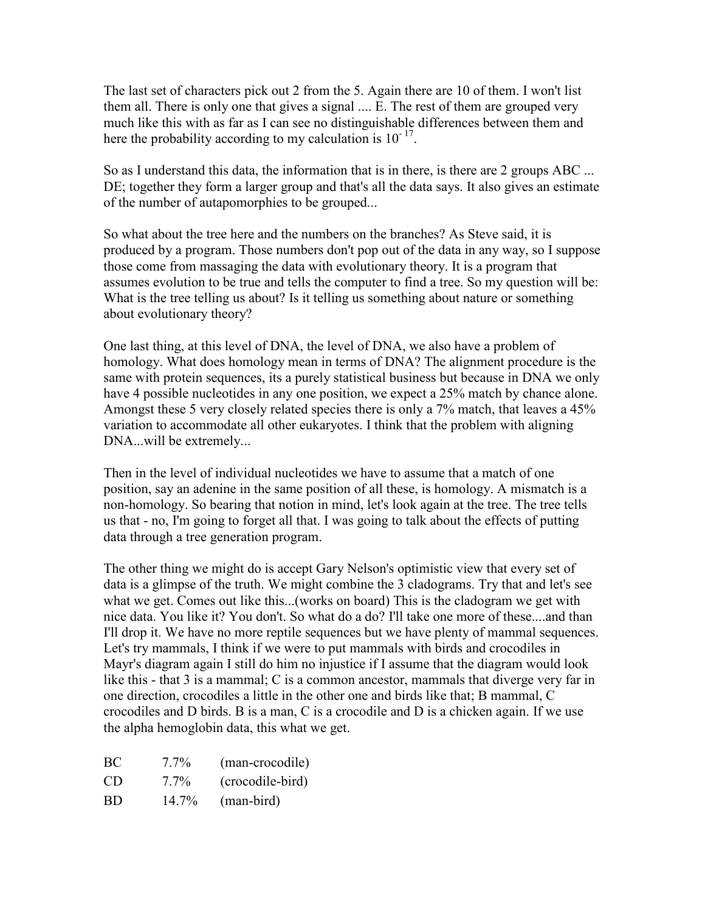The last set of characters pick out 2 from the 5. Again there are 10 of them. I won't list them all. There is only one that gives a signal .... E. The rest of them are grouped very much like this with as far as I can see no distinguishable differences between them and here the probability according to my calculation is $10^{-17}$.

So as I understand this data, the information that is in there, is there are 2 groups ABC ... DE; together they form a larger group and that's all the data says. It also gives an estimate of the number of autapomorphies to be grouped...

So what about the tree here and the numbers on the branches? As Steve said, it is produced by a program. Those numbers don't pop out of the data in any way, so I suppose those come from massaging the data with evolutionary theory. It is a program that assumes evolution to be true and tells the computer to find a tree. So my question will be: What is the tree telling us about? Is it telling us something about nature or something about evolutionary theory?

One last thing, at this level of DNA, the level of DNA, we also have a problem of homology. What does homology mean in terms of DNA? The alignment procedure is the same with protein sequences, its a purely statistical business but because in DNA we only have 4 possible nucleotides in any one position, we expect a 25% match by chance alone. Amongst these 5 very closely related species there is only a 7% match, that leaves a 45% variation to accommodate all other eukaryotes. I think that the problem with aligning DNA...will be extremely...

Then in the level of individual nucleotides we have to assume that a match of one position, say an adenine in the same position of all these, is homology. A mismatch is a non-homology. So bearing that notion in mind, let's look again at the tree. The tree tells us that - no, I'm going to forget all that. I was going to talk about the effects of putting data through a tree generation program.

The other thing we might do is accept Gary Nelson's optimistic view that every set of data is a glimpse of the truth. We might combine the 3 cladograms. Try that and let's see what we get. Comes out like this...(works on board) This is the cladogram we get with nice data. You like it? You don't. So what do a do? I'll take one more of these....and than I'll drop it. We have no more reptile sequences but we have plenty of mammal sequences. Let's try mammals, I think if we were to put mammals with birds and crocodiles in Mayr's diagram again I still do him no injustice if I assume that the diagram would look like this - that 3 is a mammal; C is a common ancestor, mammals that diverge very far in one direction, crocodiles a little in the other one and birds like that; B mammal, C crocodiles and D birds. B is a man, C is a crocodile and D is a chicken again. If we use the alpha hemoglobin data, this what we get.

| | | |
|---|---|---|
| BC | 7.7% | (man-crocodile) |
| CD | 7.7% | (crocodile-bird) |
| BD | 14.7% | (man-bird) |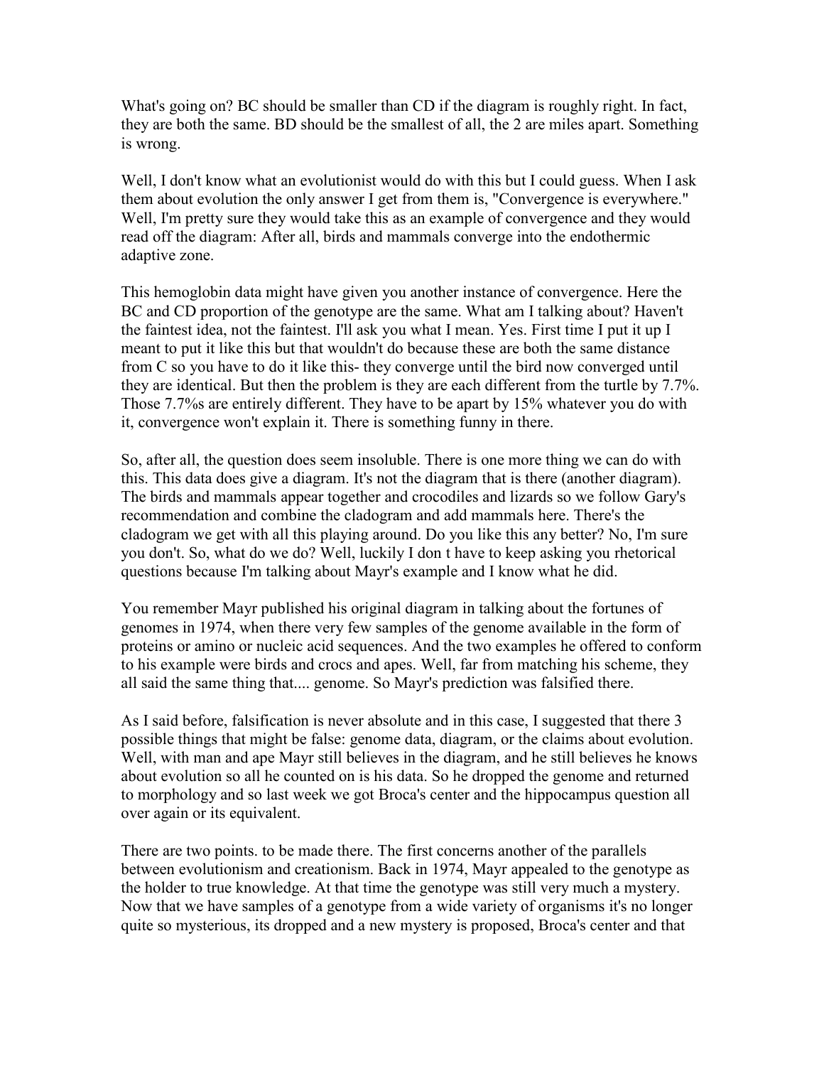What's going on? BC should be smaller than CD if the diagram is roughly right. In fact, they are both the same. BD should be the smallest of all, the 2 are miles apart. Something is wrong.

Well, I don't know what an evolutionist would do with this but I could guess. When I ask them about evolution the only answer I get from them is, "Convergence is everywhere." Well, I'm pretty sure they would take this as an example of convergence and they would read off the diagram: After all, birds and mammals converge into the endothermic adaptive zone.

This hemoglobin data might have given you another instance of convergence. Here the BC and CD proportion of the genotype are the same. What am I talking about? Haven't the faintest idea, not the faintest. I'll ask you what I mean. Yes. First time I put it up I meant to put it like this but that wouldn't do because these are both the same distance from C so you have to do it like this- they converge until the bird now converged until they are identical. But then the problem is they are each different from the turtle by 7.7%. Those 7.7%s are entirely different. They have to be apart by 15% whatever you do with it, convergence won't explain it. There is something funny in there.

So, after all, the question does seem insoluble. There is one more thing we can do with this. This data does give a diagram. It's not the diagram that is there (another diagram). The birds and mammals appear together and crocodiles and lizards so we follow Gary's recommendation and combine the cladogram and add mammals here. There's the cladogram we get with all this playing around. Do you like this any better? No, I'm sure you don't. So, what do we do? Well, luckily I don t have to keep asking you rhetorical questions because I'm talking about Mayr's example and I know what he did.

You remember Mayr published his original diagram in talking about the fortunes of genomes in 1974, when there very few samples of the genome available in the form of proteins or amino or nucleic acid sequences. And the two examples he offered to conform to his example were birds and crocs and apes. Well, far from matching his scheme, they all said the same thing that.... genome. So Mayr's prediction was falsified there.

As I said before, falsification is never absolute and in this case, I suggested that there 3 possible things that might be false: genome data, diagram, or the claims about evolution. Well, with man and ape Mayr still believes in the diagram, and he still believes he knows about evolution so all he counted on is his data. So he dropped the genome and returned to morphology and so last week we got Broca's center and the hippocampus question all over again or its equivalent.

There are two points. to be made there. The first concerns another of the parallels between evolutionism and creationism. Back in 1974, Mayr appealed to the genotype as the holder to true knowledge. At that time the genotype was still very much a mystery. Now that we have samples of a genotype from a wide variety of organisms it's no longer quite so mysterious, its dropped and a new mystery is proposed, Broca's center and that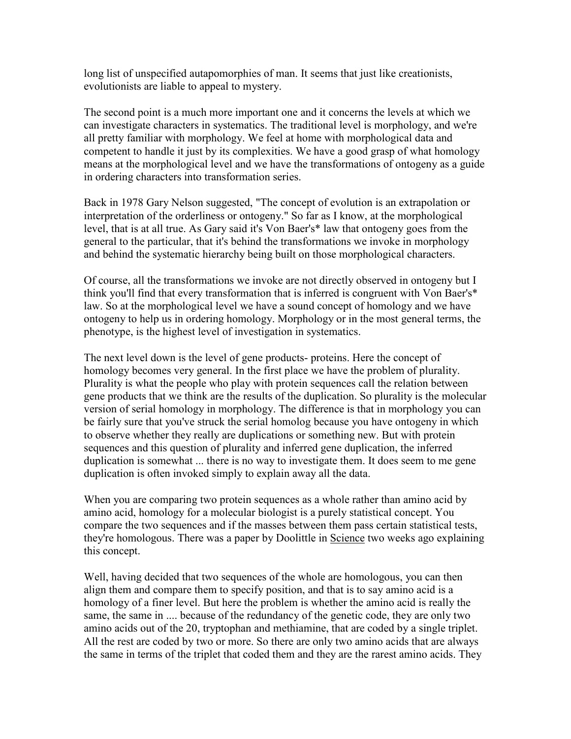long list of unspecified autapomorphies of man. It seems that just like creationists, evolutionists are liable to appeal to mystery.

The second point is a much more important one and it concerns the levels at which we can investigate characters in systematics. The traditional level is morphology, and we're all pretty familiar with morphology. We feel at home with morphological data and competent to handle it just by its complexities. We have a good grasp of what homology means at the morphological level and we have the transformations of ontogeny as a guide in ordering characters into transformation series.

Back in 1978 Gary Nelson suggested, "The concept of evolution is an extrapolation or interpretation of the orderliness or ontogeny." So far as I know, at the morphological level, that is at all true. As Gary said it's Von Baer's* law that ontogeny goes from the general to the particular, that it's behind the transformations we invoke in morphology and behind the systematic hierarchy being built on those morphological characters.

Of course, all the transformations we invoke are not directly observed in ontogeny but I think you'll find that every transformation that is inferred is congruent with Von Baer's* law. So at the morphological level we have a sound concept of homology and we have ontogeny to help us in ordering homology. Morphology or in the most general terms, the phenotype, is the highest level of investigation in systematics.

The next level down is the level of gene products- proteins. Here the concept of homology becomes very general. In the first place we have the problem of plurality. Plurality is what the people who play with protein sequences call the relation between gene products that we think are the results of the duplication. So plurality is the molecular version of serial homology in morphology. The difference is that in morphology you can be fairly sure that you've struck the serial homolog because you have ontogeny in which to observe whether they really are duplications or something new. But with protein sequences and this question of plurality and inferred gene duplication, the inferred duplication is somewhat ... there is no way to investigate them. It does seem to me gene duplication is often invoked simply to explain away all the data.

When you are comparing two protein sequences as a whole rather than amino acid by amino acid, homology for a molecular biologist is a purely statistical concept. You compare the two sequences and if the masses between them pass certain statistical tests, they're homologous. There was a paper by Doolittle in <u>Science</u> two weeks ago explaining this concept.

Well, having decided that two sequences of the whole are homologous, you can then align them and compare them to specify position, and that is to say amino acid is a homology of a finer level. But here the problem is whether the amino acid is really the same, the same in .... because of the redundancy of the genetic code, they are only two amino acids out of the 20, tryptophan and methiamine, that are coded by a single triplet. All the rest are coded by two or more. So there are only two amino acids that are always the same in terms of the triplet that coded them and they are the rarest amino acids. They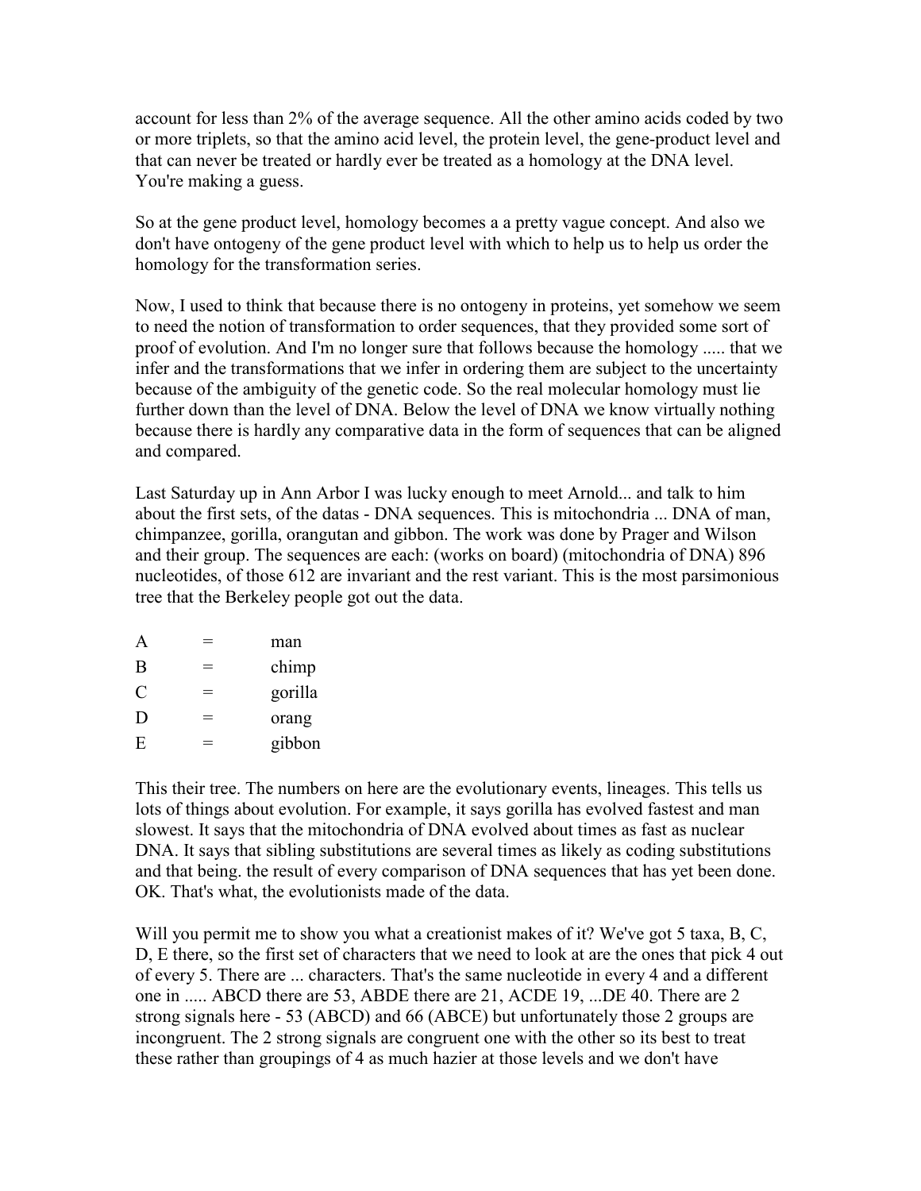account for less than 2% of the average sequence. All the other amino acids coded by two or more triplets, so that the amino acid level, the protein level, the gene-product level and that can never be treated or hardly ever be treated as a homology at the DNA level. You're making a guess.

So at the gene product level, homology becomes a a pretty vague concept. And also we don't have ontogeny of the gene product level with which to help us to help us order the homology for the transformation series.

Now, I used to think that because there is no ontogeny in proteins, yet somehow we seem to need the notion of transformation to order sequences, that they provided some sort of proof of evolution. And I'm no longer sure that follows because the homology ..... that we infer and the transformations that we infer in ordering them are subject to the uncertainty because of the ambiguity of the genetic code. So the real molecular homology must lie further down than the level of DNA. Below the level of DNA we know virtually nothing because there is hardly any comparative data in the form of sequences that can be aligned and compared.

Last Saturday up in Ann Arbor I was lucky enough to meet Arnold... and talk to him about the first sets, of the datas - DNA sequences. This is mitochondria ... DNA of man, chimpanzee, gorilla, orangutan and gibbon. The work was done by Prager and Wilson and their group. The sequences are each: (works on board) (mitochondria of DNA) 896 nucleotides, of those 612 are invariant and the rest variant. This is the most parsimonious tree that the Berkeley people got out the data.

A = man
B = chimp
C = gorilla
D = orang
E = gibbon

This their tree. The numbers on here are the evolutionary events, lineages. This tells us lots of things about evolution. For example, it says gorilla has evolved fastest and man slowest. It says that the mitochondria of DNA evolved about times as fast as nuclear DNA. It says that sibling substitutions are several times as likely as coding substitutions and that being. the result of every comparison of DNA sequences that has yet been done. OK. That's what, the evolutionists made of the data.

Will you permit me to show you what a creationist makes of it? We've got 5 taxa, B, C, D, E there, so the first set of characters that we need to look at are the ones that pick 4 out of every 5. There are ... characters. That's the same nucleotide in every 4 and a different one in ..... ABCD there are 53, ABDE there are 21, ACDE 19, ...DE 40. There are 2 strong signals here - 53 (ABCD) and 66 (ABCE) but unfortunately those 2 groups are incongruent. The 2 strong signals are congruent one with the other so its best to treat these rather than groupings of 4 as much hazier at those levels and we don't have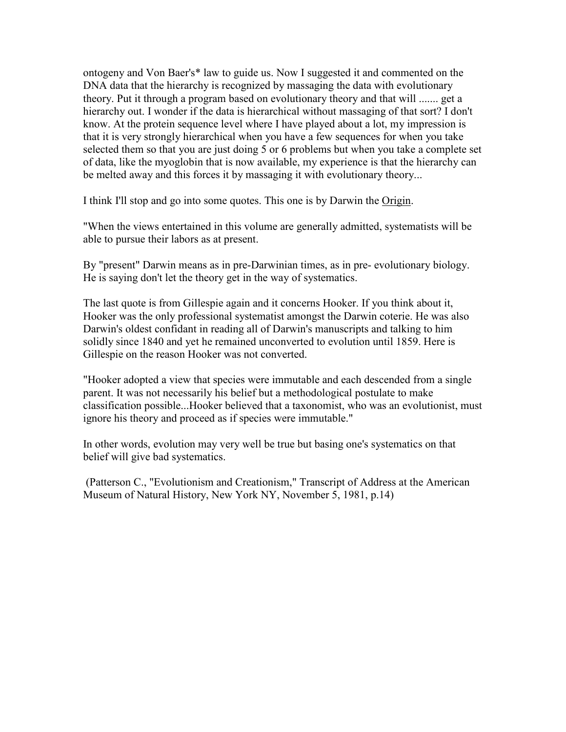ontogeny and Von Baer's* law to guide us. Now I suggested it and commented on the DNA data that the hierarchy is recognized by massaging the data with evolutionary theory. Put it through a program based on evolutionary theory and that will ....... get a hierarchy out. I wonder if the data is hierarchical without massaging of that sort? I don't know. At the protein sequence level where I have played about a lot, my impression is that it is very strongly hierarchical when you have a few sequences for when you take selected them so that you are just doing 5 or 6 problems but when you take a complete set of data, like the myoglobin that is now available, my experience is that the hierarchy can be melted away and this forces it by massaging it with evolutionary theory...

I think I'll stop and go into some quotes. This one is by Darwin the Origin.

"When the views entertained in this volume are generally admitted, systematists will be able to pursue their labors as at present.

By "present" Darwin means as in pre-Darwinian times, as in pre- evolutionary biology. He is saying don't let the theory get in the way of systematics.

The last quote is from Gillespie again and it concerns Hooker. If you think about it, Hooker was the only professional systematist amongst the Darwin coterie. He was also Darwin's oldest confidant in reading all of Darwin's manuscripts and talking to him solidly since 1840 and yet he remained unconverted to evolution until 1859. Here is Gillespie on the reason Hooker was not converted.

"Hooker adopted a view that species were immutable and each descended from a single parent. It was not necessarily his belief but a methodological postulate to make classification possible...Hooker believed that a taxonomist, who was an evolutionist, must ignore his theory and proceed as if species were immutable."

In other words, evolution may very well be true but basing one's systematics on that belief will give bad systematics.

(Patterson C., "Evolutionism and Creationism," Transcript of Address at the American Museum of Natural History, New York NY, November 5, 1981, p.14)